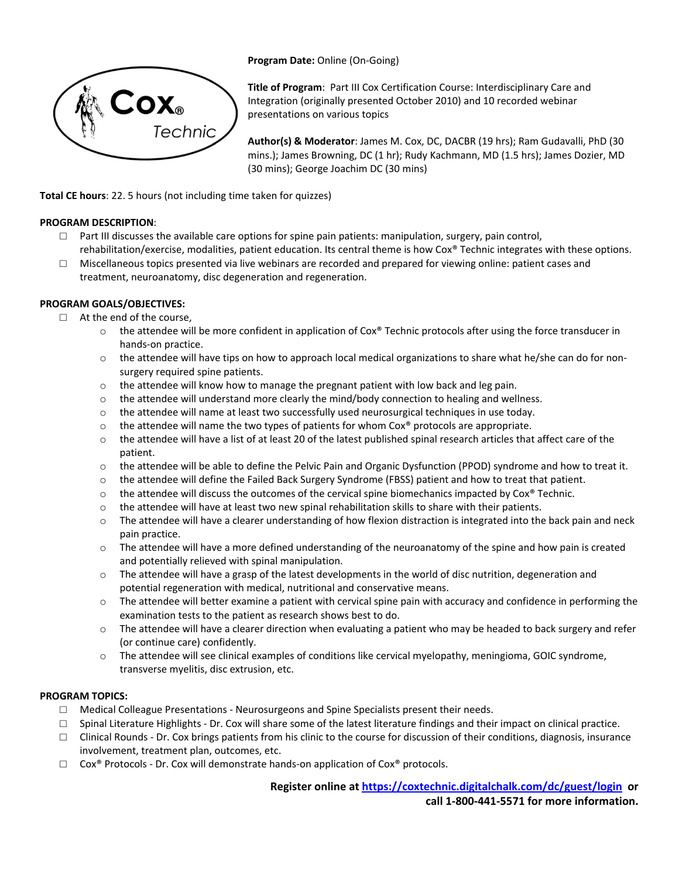Cox® Technic

**Program Date:** Online (On-Going)

**Title of Program**: Part III Cox Certification Course: Interdisciplinary Care and Integration (originally presented October 2010) and 10 recorded webinar presentations on various topics

**Author(s) & Moderator**: James M. Cox, DC, DACBR (19 hrs); Ram Gudavalli, PhD (30 mins.); James Browning, DC (1 hr); Rudy Kachmann, MD (1.5 hrs); James Dozier, MD (30 mins); George Joachim DC (30 mins)

**Total CE hours**: 22. 5 hours (not including time taken for quizzes)

**PROGRAM DESCRIPTION**:

- Part III discusses the available care options for spine pain patients: manipulation, surgery, pain control, rehabilitation/exercise, modalities, patient education. Its central theme is how Cox® Technic integrates with these options.
- Miscellaneous topics presented via live webinars are recorded and prepared for viewing online: patient cases and treatment, neuroanatomy, disc degeneration and regeneration.

**PROGRAM GOALS/OBJECTIVES:**

- At the end of the course,
  - the attendee will be more confident in application of Cox® Technic protocols after using the force transducer in hands-on practice.
  - the attendee will have tips on how to approach local medical organizations to share what he/she can do for non-surgery required spine patients.
  - the attendee will know how to manage the pregnant patient with low back and leg pain.
  - the attendee will understand more clearly the mind/body connection to healing and wellness.
  - the attendee will name at least two successfully used neurosurgical techniques in use today.
  - the attendee will name the two types of patients for whom Cox® protocols are appropriate.
  - the attendee will have a list of at least 20 of the latest published spinal research articles that affect care of the patient.
  - the attendee will be able to define the Pelvic Pain and Organic Dysfunction (PPOD) syndrome and how to treat it.
  - the attendee will define the Failed Back Surgery Syndrome (FBSS) patient and how to treat that patient.
  - the attendee will discuss the outcomes of the cervical spine biomechanics impacted by Cox® Technic.
  - the attendee will have at least two new spinal rehabilitation skills to share with their patients.
  - The attendee will have a clearer understanding of how flexion distraction is integrated into the back pain and neck pain practice.
  - The attendee will have a more defined understanding of the neuroanatomy of the spine and how pain is created and potentially relieved with spinal manipulation.
  - The attendee will have a grasp of the latest developments in the world of disc nutrition, degeneration and potential regeneration with medical, nutritional and conservative means.
  - The attendee will better examine a patient with cervical spine pain with accuracy and confidence in performing the examination tests to the patient as research shows best to do.
  - The attendee will have a clearer direction when evaluating a patient who may be headed to back surgery and refer (or continue care) confidently.
  - The attendee will see clinical examples of conditions like cervical myelopathy, meningioma, GOIC syndrome, transverse myelitis, disc extrusion, etc.

**PROGRAM TOPICS:**

- Medical Colleague Presentations - Neurosurgeons and Spine Specialists present their needs.
- Spinal Literature Highlights - Dr. Cox will share some of the latest literature findings and their impact on clinical practice.
- Clinical Rounds - Dr. Cox brings patients from his clinic to the course for discussion of their conditions, diagnosis, insurance involvement, treatment plan, outcomes, etc.
- Cox® Protocols - Dr. Cox will demonstrate hands-on application of Cox® protocols.

**Register online at [https://coxtechnic.digitalchalk.com/dc/guest/login](https://coxtechnic.digitalchalk.com/dc/guest/login) or call 1-800-441-5571 for more information.**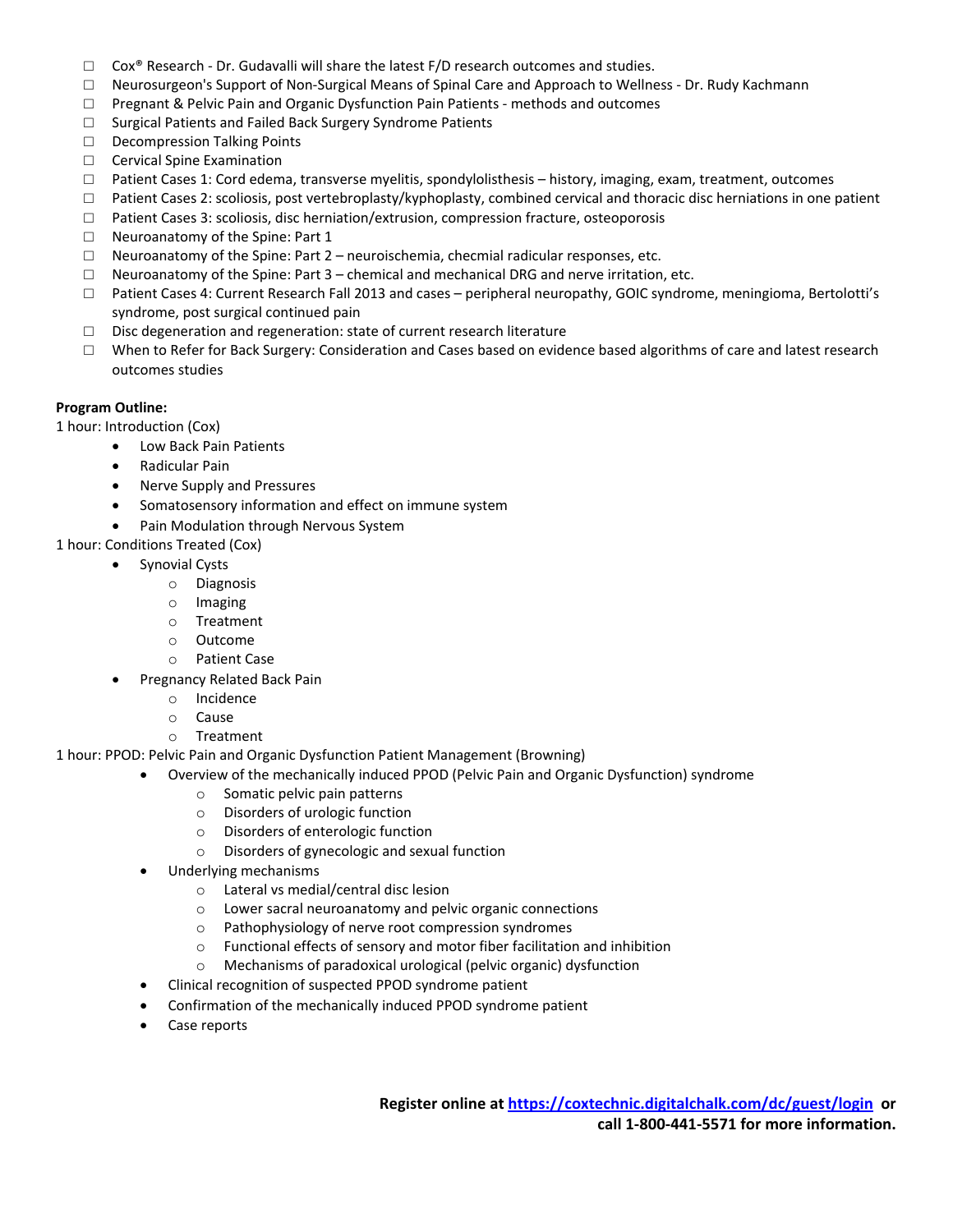- ☐ Cox® Research - Dr. Gudavalli will share the latest F/D research outcomes and studies.
- ☐ Neurosurgeon's Support of Non-Surgical Means of Spinal Care and Approach to Wellness - Dr. Rudy Kachmann
- ☐ Pregnant & Pelvic Pain and Organic Dysfunction Pain Patients - methods and outcomes
- ☐ Surgical Patients and Failed Back Surgery Syndrome Patients
- ☐ Decompression Talking Points
- ☐ Cervical Spine Examination
- ☐ Patient Cases 1: Cord edema, transverse myelitis, spondylolisthesis – history, imaging, exam, treatment, outcomes
- ☐ Patient Cases 2: scoliosis, post vertebroplasty/kyphoplasty, combined cervical and thoracic disc herniations in one patient
- ☐ Patient Cases 3: scoliosis, disc herniation/extrusion, compression fracture, osteoporosis
- ☐ Neuroanatomy of the Spine: Part 1
- ☐ Neuroanatomy of the Spine: Part 2 – neuroischemia, checmial radicular responses, etc.
- ☐ Neuroanatomy of the Spine: Part 3 – chemical and mechanical DRG and nerve irritation, etc.
- ☐ Patient Cases 4: Current Research Fall 2013 and cases – peripheral neuropathy, GOIC syndrome, meningioma, Bertolotti's syndrome, post surgical continued pain
- ☐ Disc degeneration and regeneration: state of current research literature
- ☐ When to Refer for Back Surgery: Consideration and Cases based on evidence based algorithms of care and latest research outcomes studies

**Program Outline:**

1 hour: Introduction (Cox)

- Low Back Pain Patients
- Radicular Pain
- Nerve Supply and Pressures
- Somatosensory information and effect on immune system
- Pain Modulation through Nervous System

1 hour: Conditions Treated (Cox)

- Synovial Cysts
  - Diagnosis
  - Imaging
  - Treatment
  - Outcome
  - Patient Case
- Pregnancy Related Back Pain
  - Incidence
  - Cause
  - Treatment

1 hour: PPOD: Pelvic Pain and Organic Dysfunction Patient Management (Browning)

- Overview of the mechanically induced PPOD (Pelvic Pain and Organic Dysfunction) syndrome
  - Somatic pelvic pain patterns
  - Disorders of urologic function
  - Disorders of enterologic function
  - Disorders of gynecologic and sexual function
- Underlying mechanisms
  - Lateral vs medial/central disc lesion
  - Lower sacral neuroanatomy and pelvic organic connections
  - Pathophysiology of nerve root compression syndromes
  - Functional effects of sensory and motor fiber facilitation and inhibition
  - Mechanisms of paradoxical urological (pelvic organic) dysfunction
- Clinical recognition of suspected PPOD syndrome patient
- Confirmation of the mechanically induced PPOD syndrome patient
- Case reports

**Register online at [https://coxtechnic.digitalchalk.com/dc/guest/login](https://coxtechnic.digitalchalk.com/dc/guest/login) or call 1-800-441-5571 for more information.**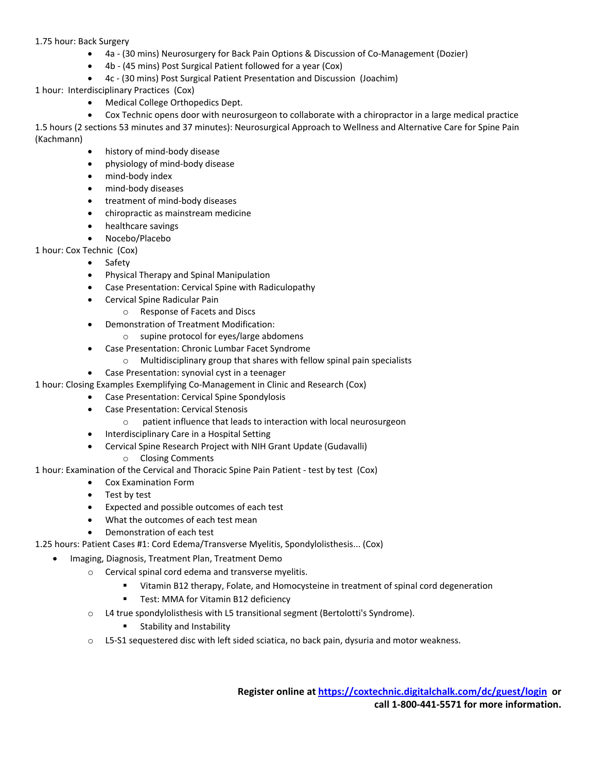1.75 hour: Back Surgery

- 4a - (30 mins) Neurosurgery for Back Pain Options & Discussion of Co-Management (Dozier)
- 4b - (45 mins) Post Surgical Patient followed for a year (Cox)
- 4c - (30 mins) Post Surgical Patient Presentation and Discussion (Joachim)

1 hour: Interdisciplinary Practices (Cox)

- Medical College Orthopedics Dept.
- Cox Technic opens door with neurosurgeon to collaborate with a chiropractor in a large medical practice

1.5 hours (2 sections 53 minutes and 37 minutes): Neurosurgical Approach to Wellness and Alternative Care for Spine Pain (Kachmann)

- history of mind-body disease
- physiology of mind-body disease
- mind-body index
- mind-body diseases
- treatment of mind-body diseases
- chiropractic as mainstream medicine
- healthcare savings
- Nocebo/Placebo

1 hour: Cox Technic (Cox)

- Safety
- Physical Therapy and Spinal Manipulation
- Case Presentation: Cervical Spine with Radiculopathy
- Cervical Spine Radicular Pain
  - Response of Facets and Discs
- Demonstration of Treatment Modification:
  - supine protocol for eyes/large abdomens
- Case Presentation: Chronic Lumbar Facet Syndrome
  - Multidisciplinary group that shares with fellow spinal pain specialists
- Case Presentation: synovial cyst in a teenager

1 hour: Closing Examples Exemplifying Co-Management in Clinic and Research (Cox)

- Case Presentation: Cervical Spine Spondylosis
- Case Presentation: Cervical Stenosis
  - patient influence that leads to interaction with local neurosurgeon
- Interdisciplinary Care in a Hospital Setting
- Cervical Spine Research Project with NIH Grant Update (Gudavalli)
  - Closing Comments

1 hour: Examination of the Cervical and Thoracic Spine Pain Patient - test by test (Cox)

- Cox Examination Form
- Test by test
- Expected and possible outcomes of each test
- What the outcomes of each test mean
- Demonstration of each test

1.25 hours: Patient Cases #1: Cord Edema/Transverse Myelitis, Spondylolisthesis... (Cox)

- Imaging, Diagnosis, Treatment Plan, Treatment Demo
  - Cervical spinal cord edema and transverse myelitis.
    - Vitamin B12 therapy, Folate, and Homocysteine in treatment of spinal cord degeneration
    - Test: MMA for Vitamin B12 deficiency
  - L4 true spondylolisthesis with L5 transitional segment (Bertolotti's Syndrome).
    - Stability and Instability
  - L5-S1 sequestered disc with left sided sciatica, no back pain, dysuria and motor weakness.

**Register online at [https://coxtechnic.digitalchalk.com/dc/guest/login](https://coxtechnic.digitalchalk.com/dc/guest/login) or call 1-800-441-5571 for more information.**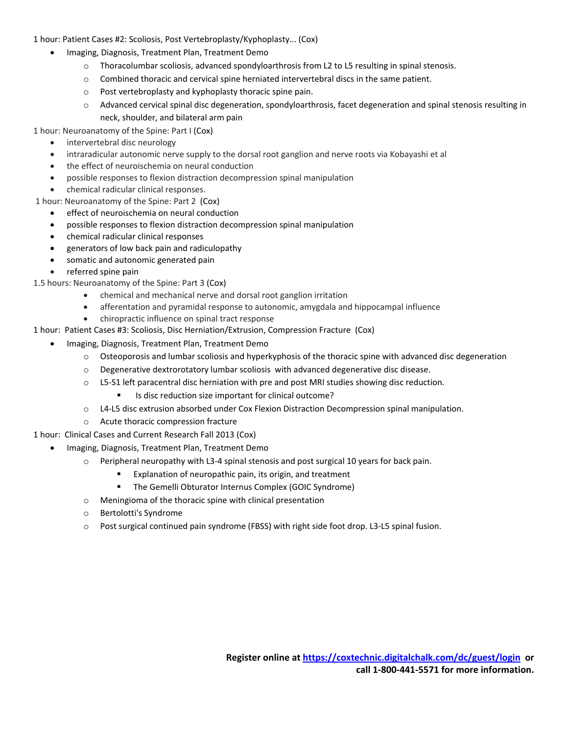1 hour: Patient Cases #2: Scoliosis, Post Vertebroplasty/Kyphoplasty... (Cox)

- Imaging, Diagnosis, Treatment Plan, Treatment Demo
  - Thoracolumbar scoliosis, advanced spondyloarthrosis from L2 to L5 resulting in spinal stenosis.
  - Combined thoracic and cervical spine herniated intervertebral discs in the same patient.
  - Post vertebroplasty and kyphoplasty thoracic spine pain.
  - Advanced cervical spinal disc degeneration, spondyloarthrosis, facet degeneration and spinal stenosis resulting in neck, shoulder, and bilateral arm pain

1 hour: Neuroanatomy of the Spine: Part I (Cox)

- intervertebral disc neurology
- intraradicular autonomic nerve supply to the dorsal root ganglion and nerve roots via Kobayashi et al
- the effect of neuroischemia on neural conduction
- possible responses to flexion distraction decompression spinal manipulation
- chemical radicular clinical responses.

1 hour: Neuroanatomy of the Spine: Part 2 (Cox)

- effect of neuroischemia on neural conduction
- possible responses to flexion distraction decompression spinal manipulation
- chemical radicular clinical responses
- generators of low back pain and radiculopathy
- somatic and autonomic generated pain
- referred spine pain

1.5 hours: Neuroanatomy of the Spine: Part 3 (Cox)

- chemical and mechanical nerve and dorsal root ganglion irritation
- afferentation and pyramidal response to autonomic, amygdala and hippocampal influence
- chiropractic influence on spinal tract response

1 hour: Patient Cases #3: Scoliosis, Disc Herniation/Extrusion, Compression Fracture (Cox)

- Imaging, Diagnosis, Treatment Plan, Treatment Demo
  - Osteoporosis and lumbar scoliosis and hyperkyphosis of the thoracic spine with advanced disc degeneration
  - Degenerative dextrorotatory lumbar scoliosis with advanced degenerative disc disease.
  - L5-S1 left paracentral disc herniation with pre and post MRI studies showing disc reduction.
    - Is disc reduction size important for clinical outcome?
  - L4-L5 disc extrusion absorbed under Cox Flexion Distraction Decompression spinal manipulation.
  - Acute thoracic compression fracture

1 hour: Clinical Cases and Current Research Fall 2013 (Cox)

- Imaging, Diagnosis, Treatment Plan, Treatment Demo
  - Peripheral neuropathy with L3-4 spinal stenosis and post surgical 10 years for back pain.
    - Explanation of neuropathic pain, its origin, and treatment
    - The Gemelli Obturator Internus Complex (GOIC Syndrome)
  - Meningioma of the thoracic spine with clinical presentation
  - Bertolotti's Syndrome
  - Post surgical continued pain syndrome (FBSS) with right side foot drop. L3-L5 spinal fusion.

**Register online at [https://coxtechnic.digitalchalk.com/dc/guest/login](https://coxtechnic.digitalchalk.com/dc/guest/login) or call 1-800-441-5571 for more information.**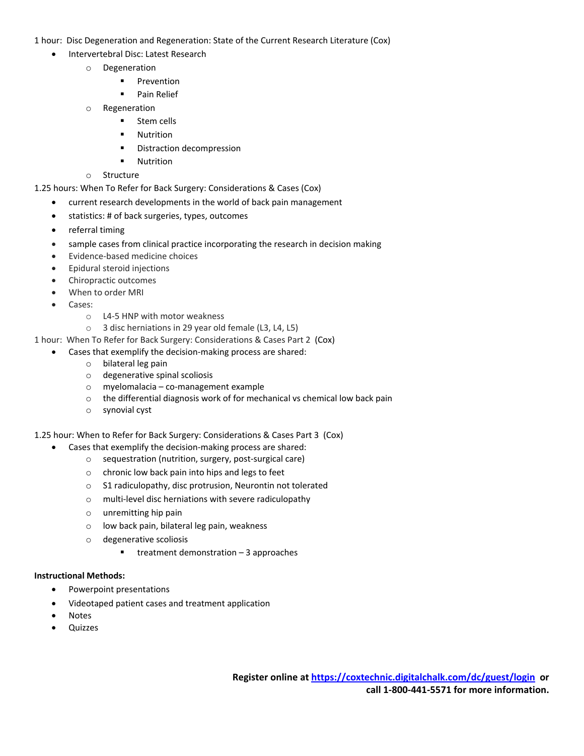1 hour: Disc Degeneration and Regeneration: State of the Current Research Literature (Cox)

- Intervertebral Disc: Latest Research
  - Degeneration
    - Prevention
    - Pain Relief
  - Regeneration
    - Stem cells
    - Nutrition
    - Distraction decompression
    - Nutrition
  - Structure

1.25 hours: When To Refer for Back Surgery: Considerations & Cases (Cox)

- current research developments in the world of back pain management
- statistics: # of back surgeries, types, outcomes
- referral timing
- sample cases from clinical practice incorporating the research in decision making
- Evidence-based medicine choices
- Epidural steroid injections
- Chiropractic outcomes
- When to order MRI
- Cases:
  - L4-5 HNP with motor weakness
  - 3 disc herniations in 29 year old female (L3, L4, L5)

1 hour: When To Refer for Back Surgery: Considerations & Cases Part 2 (Cox)

- Cases that exemplify the decision-making process are shared:
  - bilateral leg pain
  - degenerative spinal scoliosis
  - myelomalacia – co-management example
  - the differential diagnosis work of for mechanical vs chemical low back pain
  - synovial cyst

1.25 hour: When to Refer for Back Surgery: Considerations & Cases Part 3 (Cox)

- Cases that exemplify the decision-making process are shared:
  - sequestration (nutrition, surgery, post-surgical care)
  - chronic low back pain into hips and legs to feet
  - S1 radiculopathy, disc protrusion, Neurontin not tolerated
  - multi-level disc herniations with severe radiculopathy
  - unremitting hip pain
  - low back pain, bilateral leg pain, weakness
  - degenerative scoliosis
    - treatment demonstration – 3 approaches

**Instructional Methods:**

- Powerpoint presentations
- Videotaped patient cases and treatment application
- Notes
- Quizzes

**Register online at [https://coxtechnic.digitalchalk.com/dc/guest/login](https://coxtechnic.digitalchalk.com/dc/guest/login) or call 1-800-441-5571 for more information.**